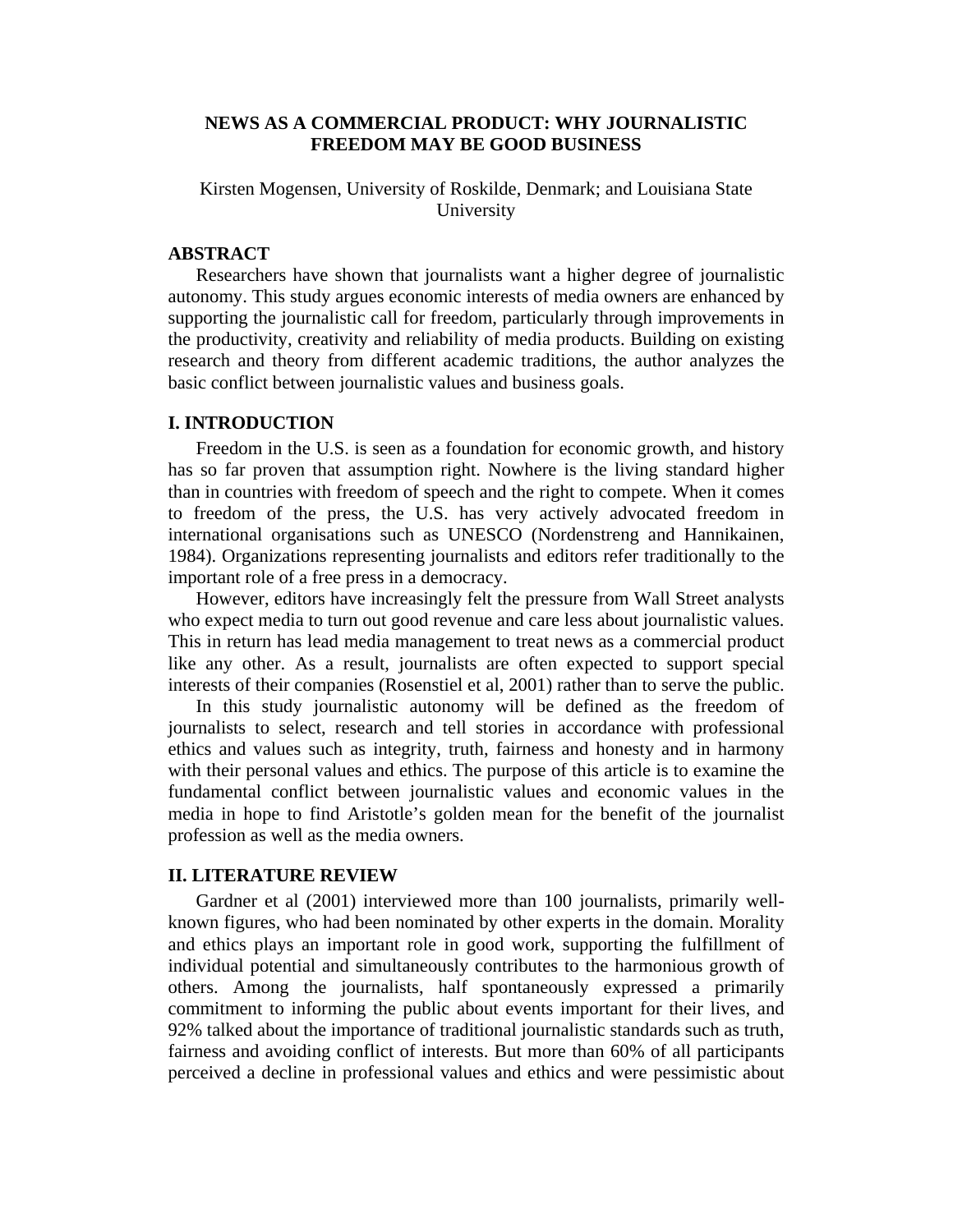# NEWS AS A COMMERCIAL PRODUCT: WHY JOURNALISTIC FREEDOM MAY BE GOOD BUSINESS

Kirsten Mogensen, University of Roskilde, Denmark; and Louisiana State University

## ABSTRACT

Researchers have shown that journalists want a higher degree of journalistic autonomy. This study argues economic interests of media owners are enhanced by supporting the journalistic call for freedom, particularly through improvements in the productivity, creativity and reliability of media products. Building on existing research and theory from different academic traditions, the author analyzes the basic conflict between journalistic values and business goals.

## I. INTRODUCTION

Freedom in the U.S. is seen as a foundation for economic growth, and history has so far proven that assumption right. Nowhere is the living standard higher than in countries with freedom of speech and the right to compete. When it comes to freedom of the press, the U.S. has very actively advocated freedom in international organisations such as UNESCO (Nordenstreng and Hannikainen, 1984). Organizations representing journalists and editors refer traditionally to the important role of a free press in a democracy.

However, editors have increasingly felt the pressure from Wall Street analysts who expect media to turn out good revenue and care less about journalistic values. This in return has lead media management to treat news as a commercial product like any other. As a result, journalists are often expected to support special interests of their companies (Rosenstiel et al, 2001) rather than to serve the public.

In this study journalistic autonomy will be defined as the freedom of journalists to select, research and tell stories in accordance with professional ethics and values such as integrity, truth, fairness and honesty and in harmony with their personal values and ethics. The purpose of this article is to examine the fundamental conflict between journalistic values and economic values in the media in hope to find Aristotle's golden mean for the benefit of the journalist profession as well as the media owners.

## II. LITERATURE REVIEW

Gardner et al (2001) interviewed more than 100 journalists, primarily well-known figures, who had been nominated by other experts in the domain. Morality and ethics plays an important role in good work, supporting the fulfillment of individual potential and simultaneously contributes to the harmonious growth of others. Among the journalists, half spontaneously expressed a primarily commitment to informing the public about events important for their lives, and 92% talked about the importance of traditional journalistic standards such as truth, fairness and avoiding conflict of interests. But more than 60% of all participants perceived a decline in professional values and ethics and were pessimistic about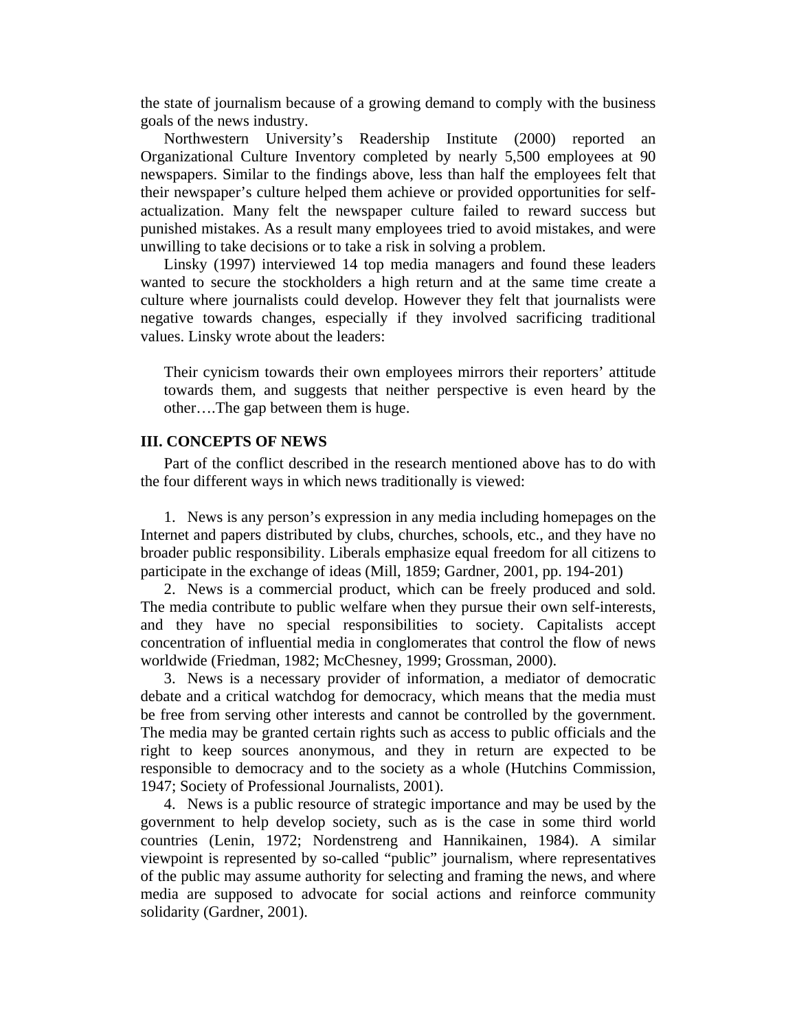the state of journalism because of a growing demand to comply with the business goals of the news industry.

Northwestern University's Readership Institute (2000) reported an Organizational Culture Inventory completed by nearly 5,500 employees at 90 newspapers. Similar to the findings above, less than half the employees felt that their newspaper's culture helped them achieve or provided opportunities for self-actualization. Many felt the newspaper culture failed to reward success but punished mistakes. As a result many employees tried to avoid mistakes, and were unwilling to take decisions or to take a risk in solving a problem.

Linsky (1997) interviewed 14 top media managers and found these leaders wanted to secure the stockholders a high return and at the same time create a culture where journalists could develop. However they felt that journalists were negative towards changes, especially if they involved sacrificing traditional values. Linsky wrote about the leaders:

> Their cynicism towards their own employees mirrors their reporters' attitude towards them, and suggests that neither perspective is even heard by the other….The gap between them is huge.

## III. CONCEPTS OF NEWS

Part of the conflict described in the research mentioned above has to do with the four different ways in which news traditionally is viewed:

1. News is any person's expression in any media including homepages on the Internet and papers distributed by clubs, churches, schools, etc., and they have no broader public responsibility. Liberals emphasize equal freedom for all citizens to participate in the exchange of ideas (Mill, 1859; Gardner, 2001, pp. 194-201)
2. News is a commercial product, which can be freely produced and sold. The media contribute to public welfare when they pursue their own self-interests, and they have no special responsibilities to society. Capitalists accept concentration of influential media in conglomerates that control the flow of news worldwide (Friedman, 1982; McChesney, 1999; Grossman, 2000).
3. News is a necessary provider of information, a mediator of democratic debate and a critical watchdog for democracy, which means that the media must be free from serving other interests and cannot be controlled by the government. The media may be granted certain rights such as access to public officials and the right to keep sources anonymous, and they in return are expected to be responsible to democracy and to the society as a whole (Hutchins Commission, 1947; Society of Professional Journalists, 2001).
4. News is a public resource of strategic importance and may be used by the government to help develop society, such as is the case in some third world countries (Lenin, 1972; Nordenstreng and Hannikainen, 1984). A similar viewpoint is represented by so-called "public" journalism, where representatives of the public may assume authority for selecting and framing the news, and where media are supposed to advocate for social actions and reinforce community solidarity (Gardner, 2001).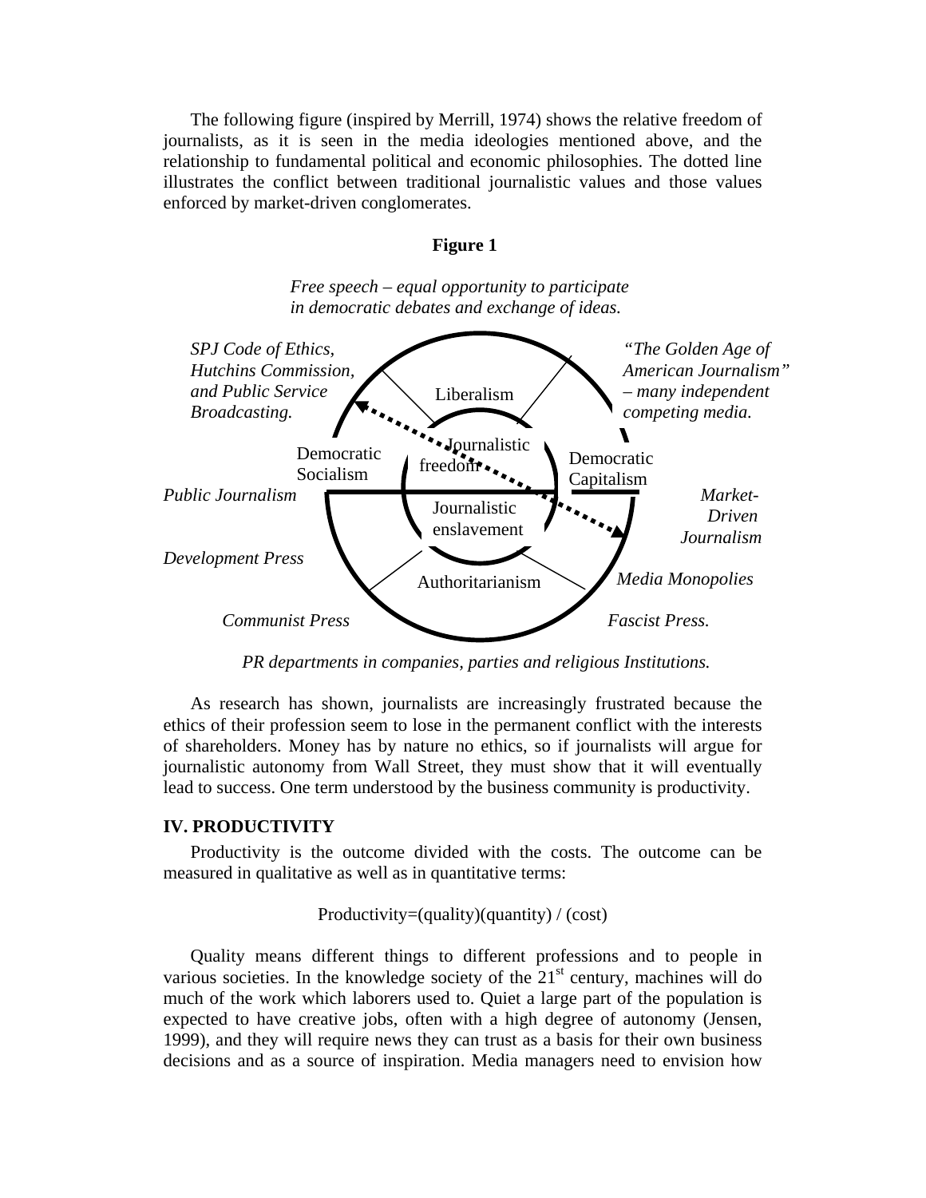The following figure (inspired by Merrill, 1974) shows the relative freedom of journalists, as it is seen in the media ideologies mentioned above, and the relationship to fundamental political and economic philosophies. The dotted line illustrates the conflict between traditional journalistic values and those values enforced by market-driven conglomerates.

**Figure 1**

*Free speech – equal opportunity to participate in democratic debates and exchange of ideas.*

*SPJ Code of Ethics, Hutchins Commission, and Public Service Broadcasting.*

*"The Golden Age of American Journalism" – many independent competing media.*

Liberalism

Journalistic freedom

Democratic Socialism

Democratic Capitalism

*Public Journalism*

*Market-Driven Journalism*

Journalistic enslavement

*Development Press*

Authoritarianism

*Media Monopolies*

*Communist Press*

*Fascist Press.*

*PR departments in companies, parties and religious Institutions.*

As research has shown, journalists are increasingly frustrated because the ethics of their profession seem to lose in the permanent conflict with the interests of shareholders. Money has by nature no ethics, so if journalists will argue for journalistic autonomy from Wall Street, they must show that it will eventually lead to success. One term understood by the business community is productivity.

## IV. PRODUCTIVITY

Productivity is the outcome divided with the costs. The outcome can be measured in qualitative as well as in quantitative terms:

$$\text{Productivity}=(\text{quality})(\text{quantity}) / (\text{cost})$$

Quality means different things to different professions and to people in various societies. In the knowledge society of the 21st century, machines will do much of the work which laborers used to. Quiet a large part of the population is expected to have creative jobs, often with a high degree of autonomy (Jensen, 1999), and they will require news they can trust as a basis for their own business decisions and as a source of inspiration. Media managers need to envision how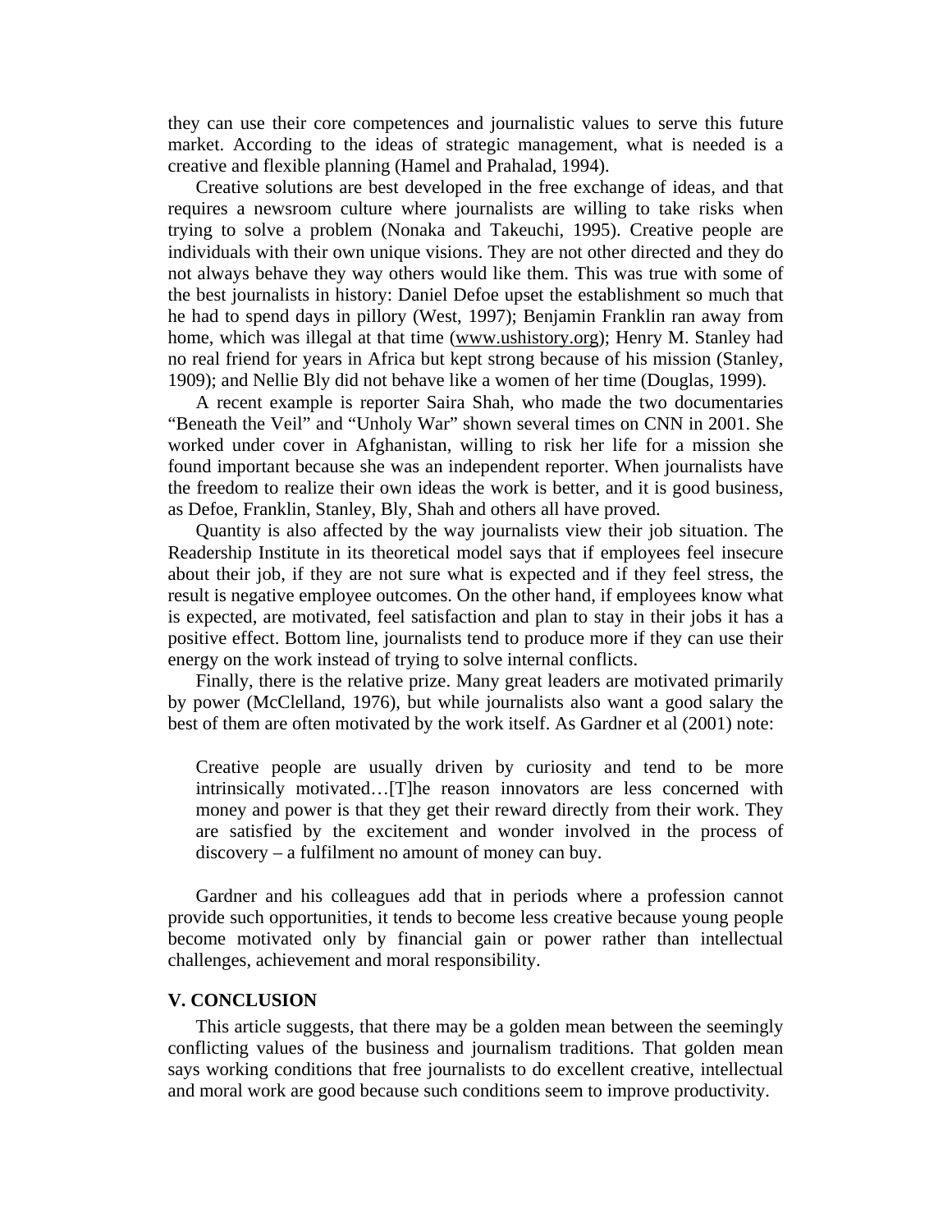they can use their core competences and journalistic values to serve this future market. According to the ideas of strategic management, what is needed is a creative and flexible planning (Hamel and Prahalad, 1994).

Creative solutions are best developed in the free exchange of ideas, and that requires a newsroom culture where journalists are willing to take risks when trying to solve a problem (Nonaka and Takeuchi, 1995). Creative people are individuals with their own unique visions. They are not other directed and they do not always behave they way others would like them. This was true with some of the best journalists in history: Daniel Defoe upset the establishment so much that he had to spend days in pillory (West, 1997); Benjamin Franklin ran away from home, which was illegal at that time (www.ushistory.org); Henry M. Stanley had no real friend for years in Africa but kept strong because of his mission (Stanley, 1909); and Nellie Bly did not behave like a women of her time (Douglas, 1999).

A recent example is reporter Saira Shah, who made the two documentaries "Beneath the Veil" and "Unholy War" shown several times on CNN in 2001. She worked under cover in Afghanistan, willing to risk her life for a mission she found important because she was an independent reporter. When journalists have the freedom to realize their own ideas the work is better, and it is good business, as Defoe, Franklin, Stanley, Bly, Shah and others all have proved.

Quantity is also affected by the way journalists view their job situation. The Readership Institute in its theoretical model says that if employees feel insecure about their job, if they are not sure what is expected and if they feel stress, the result is negative employee outcomes. On the other hand, if employees know what is expected, are motivated, feel satisfaction and plan to stay in their jobs it has a positive effect. Bottom line, journalists tend to produce more if they can use their energy on the work instead of trying to solve internal conflicts.

Finally, there is the relative prize. Many great leaders are motivated primarily by power (McClelland, 1976), but while journalists also want a good salary the best of them are often motivated by the work itself. As Gardner et al (2001) note:

> Creative people are usually driven by curiosity and tend to be more intrinsically motivated…[T]he reason innovators are less concerned with money and power is that they get their reward directly from their work. They are satisfied by the excitement and wonder involved in the process of discovery – a fulfilment no amount of money can buy.

Gardner and his colleagues add that in periods where a profession cannot provide such opportunities, it tends to become less creative because young people become motivated only by financial gain or power rather than intellectual challenges, achievement and moral responsibility.

## V. CONCLUSION

This article suggests, that there may be a golden mean between the seemingly conflicting values of the business and journalism traditions. That golden mean says working conditions that free journalists to do excellent creative, intellectual and moral work are good because such conditions seem to improve productivity.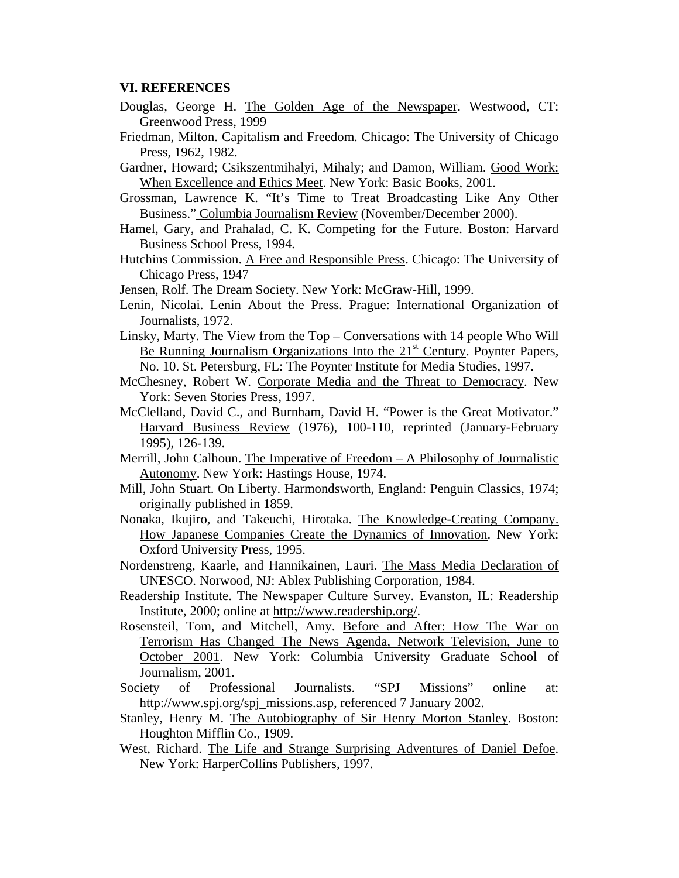### VI. REFERENCES

Douglas, George H. The Golden Age of the Newspaper. Westwood, CT: Greenwood Press, 1999

Friedman, Milton. Capitalism and Freedom. Chicago: The University of Chicago Press, 1962, 1982.

Gardner, Howard; Csikszentmihalyi, Mihaly; and Damon, William. Good Work: When Excellence and Ethics Meet. New York: Basic Books, 2001.

Grossman, Lawrence K. "It's Time to Treat Broadcasting Like Any Other Business." Columbia Journalism Review (November/December 2000).

Hamel, Gary, and Prahalad, C. K. Competing for the Future. Boston: Harvard Business School Press, 1994.

Hutchins Commission. A Free and Responsible Press. Chicago: The University of Chicago Press, 1947

Jensen, Rolf. The Dream Society. New York: McGraw-Hill, 1999.

Lenin, Nicolai. Lenin About the Press. Prague: International Organization of Journalists, 1972.

Linsky, Marty. The View from the Top – Conversations with 14 people Who Will Be Running Journalism Organizations Into the 21st Century. Poynter Papers, No. 10. St. Petersburg, FL: The Poynter Institute for Media Studies, 1997.

McChesney, Robert W. Corporate Media and the Threat to Democracy. New York: Seven Stories Press, 1997.

McClelland, David C., and Burnham, David H. "Power is the Great Motivator." Harvard Business Review (1976), 100-110, reprinted (January-February 1995), 126-139.

Merrill, John Calhoun. The Imperative of Freedom – A Philosophy of Journalistic Autonomy. New York: Hastings House, 1974.

Mill, John Stuart. On Liberty. Harmondsworth, England: Penguin Classics, 1974; originally published in 1859.

Nonaka, Ikujiro, and Takeuchi, Hirotaka. The Knowledge-Creating Company. How Japanese Companies Create the Dynamics of Innovation. New York: Oxford University Press, 1995.

Nordenstreng, Kaarle, and Hannikainen, Lauri. The Mass Media Declaration of UNESCO. Norwood, NJ: Ablex Publishing Corporation, 1984.

Readership Institute. The Newspaper Culture Survey. Evanston, IL: Readership Institute, 2000; online at http://www.readership.org/.

Rosensteil, Tom, and Mitchell, Amy. Before and After: How The War on Terrorism Has Changed The News Agenda, Network Television, June to October 2001. New York: Columbia University Graduate School of Journalism, 2001.

Society of Professional Journalists. "SPJ Missions" online at: http://www.spj.org/spj_missions.asp, referenced 7 January 2002.

Stanley, Henry M. The Autobiography of Sir Henry Morton Stanley. Boston: Houghton Mifflin Co., 1909.

West, Richard. The Life and Strange Surprising Adventures of Daniel Defoe. New York: HarperCollins Publishers, 1997.